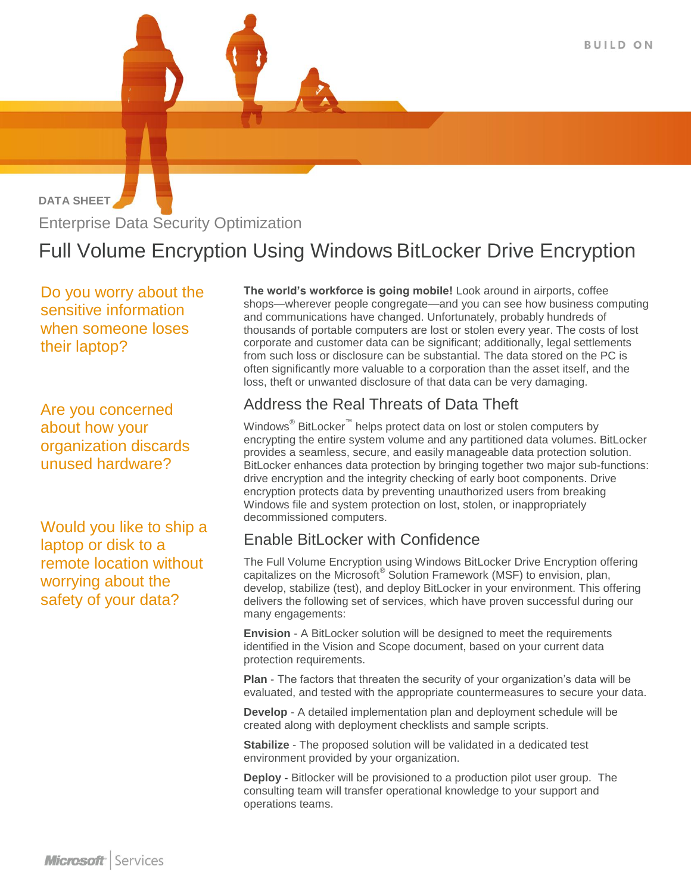DATA SHEET

Enterprise Data Security Optimization

# Full Volume Encryption Using Windows BitLocker Drive Encryption

Do you worry about the sensitive information when someone loses their laptop?

Are you concerned about how your organization discards unused hardware?

Would you like to ship a laptop or disk to a remote location without worrying about the safety of your data?

**The world's workforce is going mobile!** Look around in airports, coffee shops—wherever people congregate—and you can see how business computing and communications have changed. Unfortunately, probably hundreds of thousands of portable computers are lost or stolen every year. The costs of lost corporate and customer data can be significant; additionally, legal settlements from such loss or disclosure can be substantial. The data stored on the PC is often significantly more valuable to a corporation than the asset itself, and the loss, theft or unwanted disclosure of that data can be very damaging.

## Address the Real Threats of Data Theft

Windows® BitLocker™ helps protect data on lost or stolen computers by encrypting the entire system volume and any partitioned data volumes. BitLocker provides a seamless, secure, and easily manageable data protection solution. BitLocker enhances data protection by bringing together two major sub-functions: drive encryption and the integrity checking of early boot components. Drive encryption protects data by preventing unauthorized users from breaking Windows file and system protection on lost, stolen, or inappropriately decommissioned computers.

## Enable BitLocker with Confidence

The Full Volume Encryption using Windows BitLocker Drive Encryption offering capitalizes on the Microsoft® Solution Framework (MSF) to envision, plan, develop, stabilize (test), and deploy BitLocker in your environment. This offering delivers the following set of services, which have proven successful during our many engagements:

**Envision** - A BitLocker solution will be designed to meet the requirements identified in the Vision and Scope document, based on your current data protection requirements.

**Plan** - The factors that threaten the security of your organization's data will be evaluated, and tested with the appropriate countermeasures to secure your data.

**Develop** - A detailed implementation plan and deployment schedule will be created along with deployment checklists and sample scripts.

**Stabilize** - The proposed solution will be validated in a dedicated test environment provided by your organization.

**Deploy -** Bitlocker will be provisioned to a production pilot user group. The consulting team will transfer operational knowledge to your support and operations teams.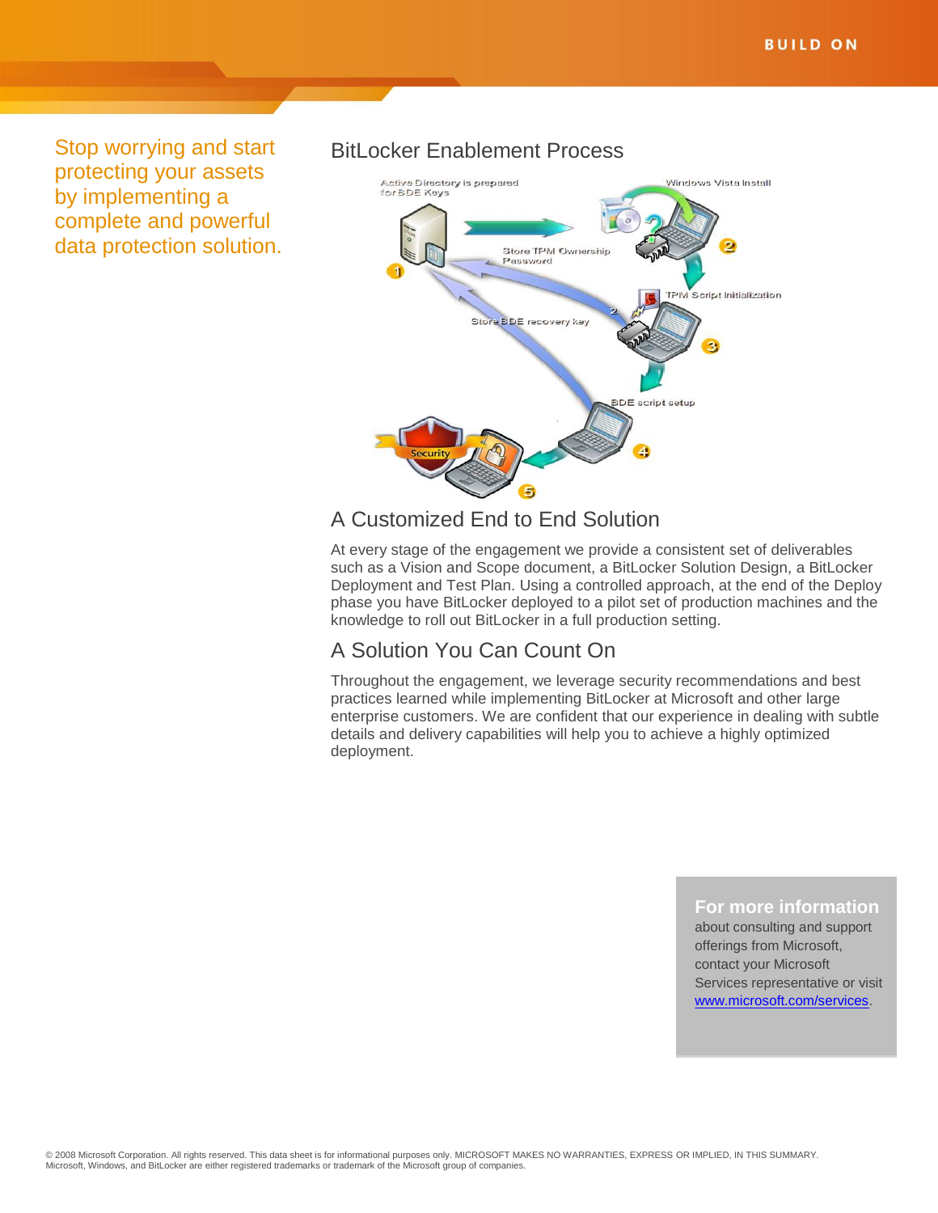Stop worrying and start protecting your assets by implementing a complete and powerful data protection solution.

## BitLocker Enablement Process

Active Directory is prepared for BDE Keys

Windows Vista Install

Store TPM Ownership Password

TPM Script Initialization

Store BDE recovery key

BDE script setup

Security

1

2

3

4

5

## A Customized End to End Solution

At every stage of the engagement we provide a consistent set of deliverables such as a Vision and Scope document, a BitLocker Solution Design, a BitLocker Deployment and Test Plan. Using a controlled approach, at the end of the Deploy phase you have BitLocker deployed to a pilot set of production machines and the knowledge to roll out BitLocker in a full production setting.

## A Solution You Can Count On

Throughout the engagement, we leverage security recommendations and best practices learned while implementing BitLocker at Microsoft and other large enterprise customers. We are confident that our experience in dealing with subtle details and delivery capabilities will help you to achieve a highly optimized deployment.

**For more information** about consulting and support offerings from Microsoft, contact your Microsoft Services representative or visit [www.microsoft.com/services](www.microsoft.com/services).

© 2008 Microsoft Corporation. All rights reserved. This data sheet is for informational purposes only. MICROSOFT MAKES NO WARRANTIES, EXPRESS OR IMPLIED, IN THIS SUMMARY. Microsoft, Windows, and BitLocker are either registered trademarks or trademark of the Microsoft group of companies.